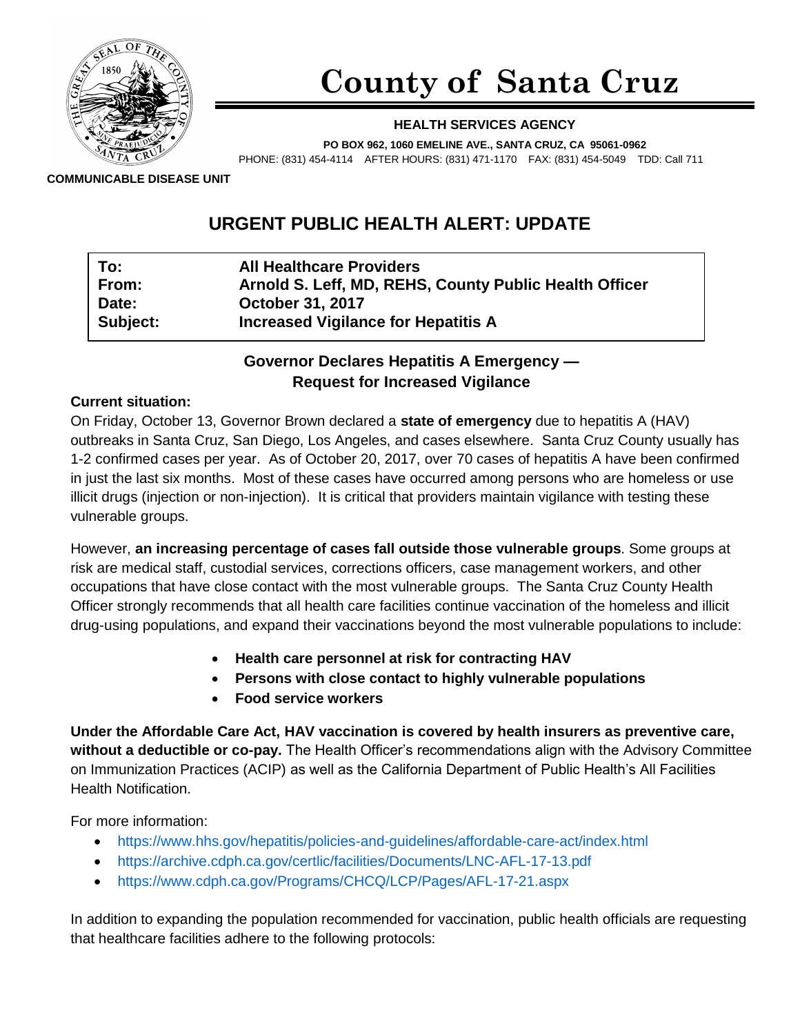# County of Santa Cruz

**HEALTH SERVICES AGENCY**

**PO BOX 962, 1060 EMELINE AVE., SANTA CRUZ, CA 95061-0962**

PHONE: (831) 454-4114 AFTER HOURS: (831) 471-1170 FAX: (831) 454-5049 TDD: Call 711

**COMMUNICABLE DISEASE UNIT**

## URGENT PUBLIC HEALTH ALERT: UPDATE

| | |
|---|---|
| **To:** | **All Healthcare Providers** |
| **From:** | **Arnold S. Leff, MD, REHS, County Public Health Officer** |
| **Date:** | **October 31, 2017** |
| **Subject:** | **Increased Vigilance for Hepatitis A** |

### Governor Declares Hepatitis A Emergency — Request for Increased Vigilance

**Current situation:**

On Friday, October 13, Governor Brown declared a **state of emergency** due to hepatitis A (HAV) outbreaks in Santa Cruz, San Diego, Los Angeles, and cases elsewhere. Santa Cruz County usually has 1-2 confirmed cases per year. As of October 20, 2017, over 70 cases of hepatitis A have been confirmed in just the last six months. Most of these cases have occurred among persons who are homeless or use illicit drugs (injection or non-injection). It is critical that providers maintain vigilance with testing these vulnerable groups.

However, **an increasing percentage of cases fall outside those vulnerable groups**. Some groups at risk are medical staff, custodial services, corrections officers, case management workers, and other occupations that have close contact with the most vulnerable groups. The Santa Cruz County Health Officer strongly recommends that all health care facilities continue vaccination of the homeless and illicit drug-using populations, and expand their vaccinations beyond the most vulnerable populations to include:

- **Health care personnel at risk for contracting HAV**
- **Persons with close contact to highly vulnerable populations**
- **Food service workers**

**Under the Affordable Care Act, HAV vaccination is covered by health insurers as preventive care, without a deductible or co-pay.** The Health Officer's recommendations align with the Advisory Committee on Immunization Practices (ACIP) as well as the California Department of Public Health's All Facilities Health Notification.

For more information:

- https://www.hhs.gov/hepatitis/policies-and-guidelines/affordable-care-act/index.html
- https://archive.cdph.ca.gov/certlic/facilities/Documents/LNC-AFL-17-13.pdf
- https://www.cdph.ca.gov/Programs/CHCQ/LCP/Pages/AFL-17-21.aspx

In addition to expanding the population recommended for vaccination, public health officials are requesting that healthcare facilities adhere to the following protocols: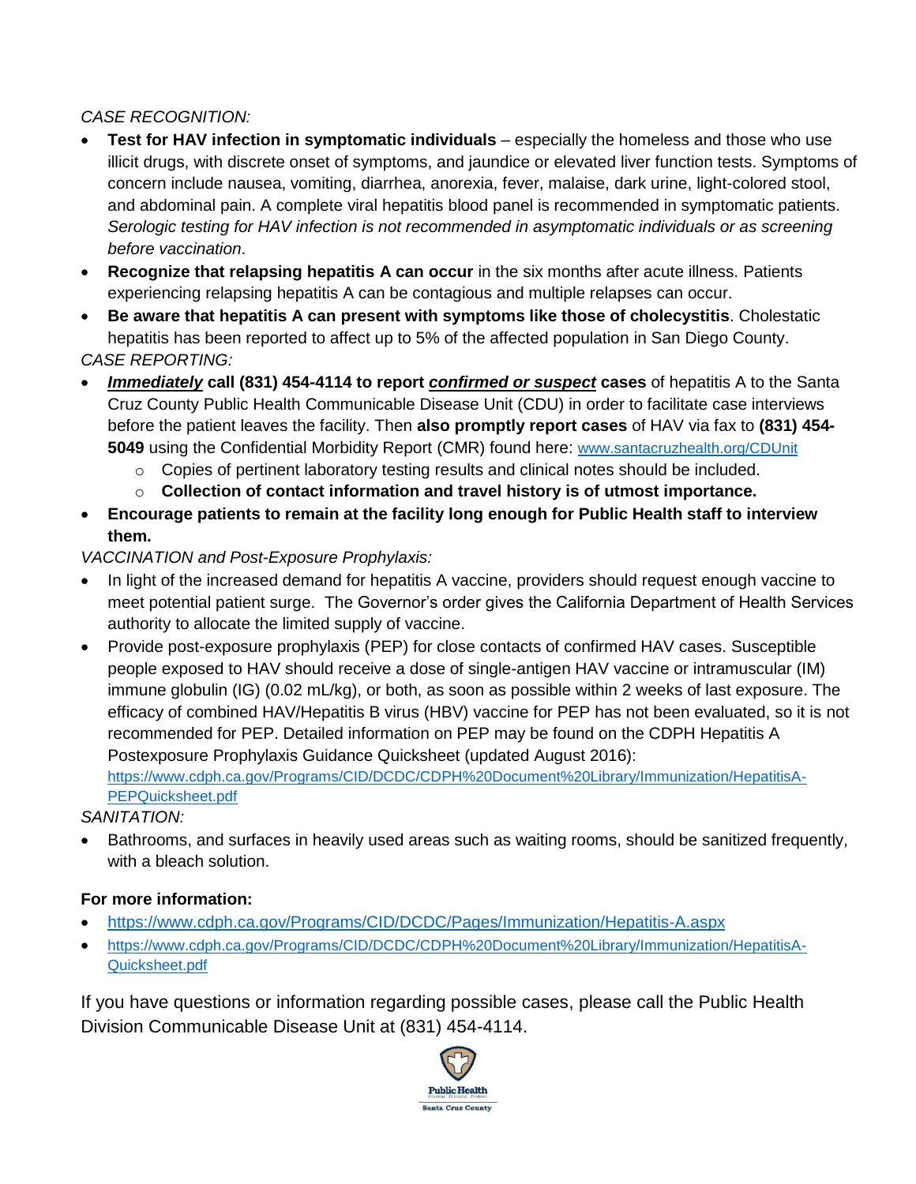*CASE RECOGNITION:*

- **Test for HAV infection in symptomatic individuals** – especially the homeless and those who use illicit drugs, with discrete onset of symptoms, and jaundice or elevated liver function tests. Symptoms of concern include nausea, vomiting, diarrhea, anorexia, fever, malaise, dark urine, light-colored stool, and abdominal pain. A complete viral hepatitis blood panel is recommended in symptomatic patients. *Serologic testing for HAV infection is not recommended in asymptomatic individuals or as screening before vaccination*.
- **Recognize that relapsing hepatitis A can occur** in the six months after acute illness. Patients experiencing relapsing hepatitis A can be contagious and multiple relapses can occur.
- **Be aware that hepatitis A can present with symptoms like those of cholecystitis**. Cholestatic hepatitis has been reported to affect up to 5% of the affected population in San Diego County.

*CASE REPORTING:*

- ***Immediately*** **call (831) 454-4114 to report** ***confirmed or suspect*** **cases** of hepatitis A to the Santa Cruz County Public Health Communicable Disease Unit (CDU) in order to facilitate case interviews before the patient leaves the facility. Then **also promptly report cases** of HAV via fax to **(831) 454-5049** using the Confidential Morbidity Report (CMR) found here: www.santacruzhealth.org/CDUnit
  - Copies of pertinent laboratory testing results and clinical notes should be included.
  - **Collection of contact information and travel history is of utmost importance.**
- **Encourage patients to remain at the facility long enough for Public Health staff to interview them.**

*VACCINATION and Post-Exposure Prophylaxis:*

- In light of the increased demand for hepatitis A vaccine, providers should request enough vaccine to meet potential patient surge. The Governor's order gives the California Department of Health Services authority to allocate the limited supply of vaccine.
- Provide post-exposure prophylaxis (PEP) for close contacts of confirmed HAV cases. Susceptible people exposed to HAV should receive a dose of single-antigen HAV vaccine or intramuscular (IM) immune globulin (IG) (0.02 mL/kg), or both, as soon as possible within 2 weeks of last exposure. The efficacy of combined HAV/Hepatitis B virus (HBV) vaccine for PEP has not been evaluated, so it is not recommended for PEP. Detailed information on PEP may be found on the CDPH Hepatitis A Postexposure Prophylaxis Guidance Quicksheet (updated August 2016): https://www.cdph.ca.gov/Programs/CID/DCDC/CDPH%20Document%20Library/Immunization/HepatitisA-PEPQuicksheet.pdf

*SANITATION:*

- Bathrooms, and surfaces in heavily used areas such as waiting rooms, should be sanitized frequently, with a bleach solution.

**For more information:**

- https://www.cdph.ca.gov/Programs/CID/DCDC/Pages/Immunization/Hepatitis-A.aspx
- https://www.cdph.ca.gov/Programs/CID/DCDC/CDPH%20Document%20Library/Immunization/HepatitisA-Quicksheet.pdf

If you have questions or information regarding possible cases, please call the Public Health Division Communicable Disease Unit at (831) 454-4114.

Public Health
Santa Cruz County